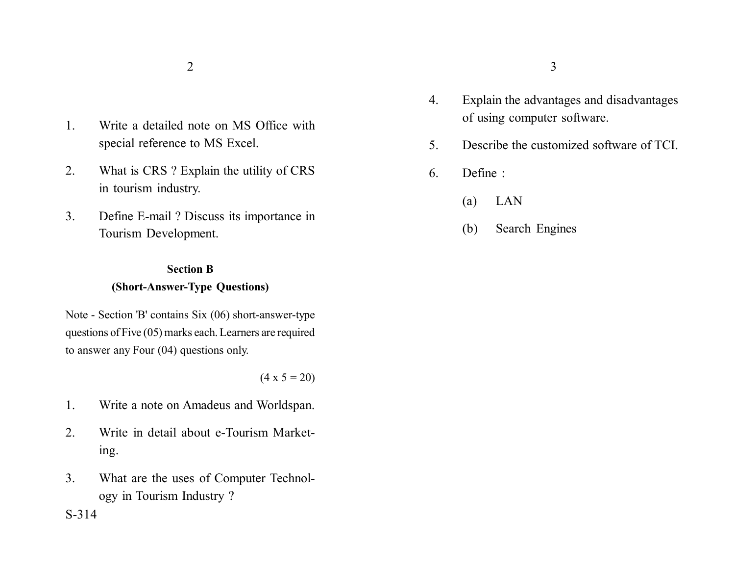1. Write a detailed note on MS Office with special reference to MS Excel.

2. What is CRS ? Explain the utility of CRS in tourism industry.

3. Define E-mail ? Discuss its importance in Tourism Development.

## Section B

## (Short-Answer-Type Questions)

Note - Section 'B' contains Six (06) short-answer-type questions of Five (05) marks each. Learners are required to answer any Four (04) questions only.

(4 x 5 = 20)

1. Write a note on Amadeus and Worldspan.

2. Write in detail about e-Tourism Marketing.

3. What are the uses of Computer Technology in Tourism Industry ?

S-314

4. Explain the advantages and disadvantages of using computer software.

5. Describe the customized software of TCI.

6. Define :

   (a) LAN

   (b) Search Engines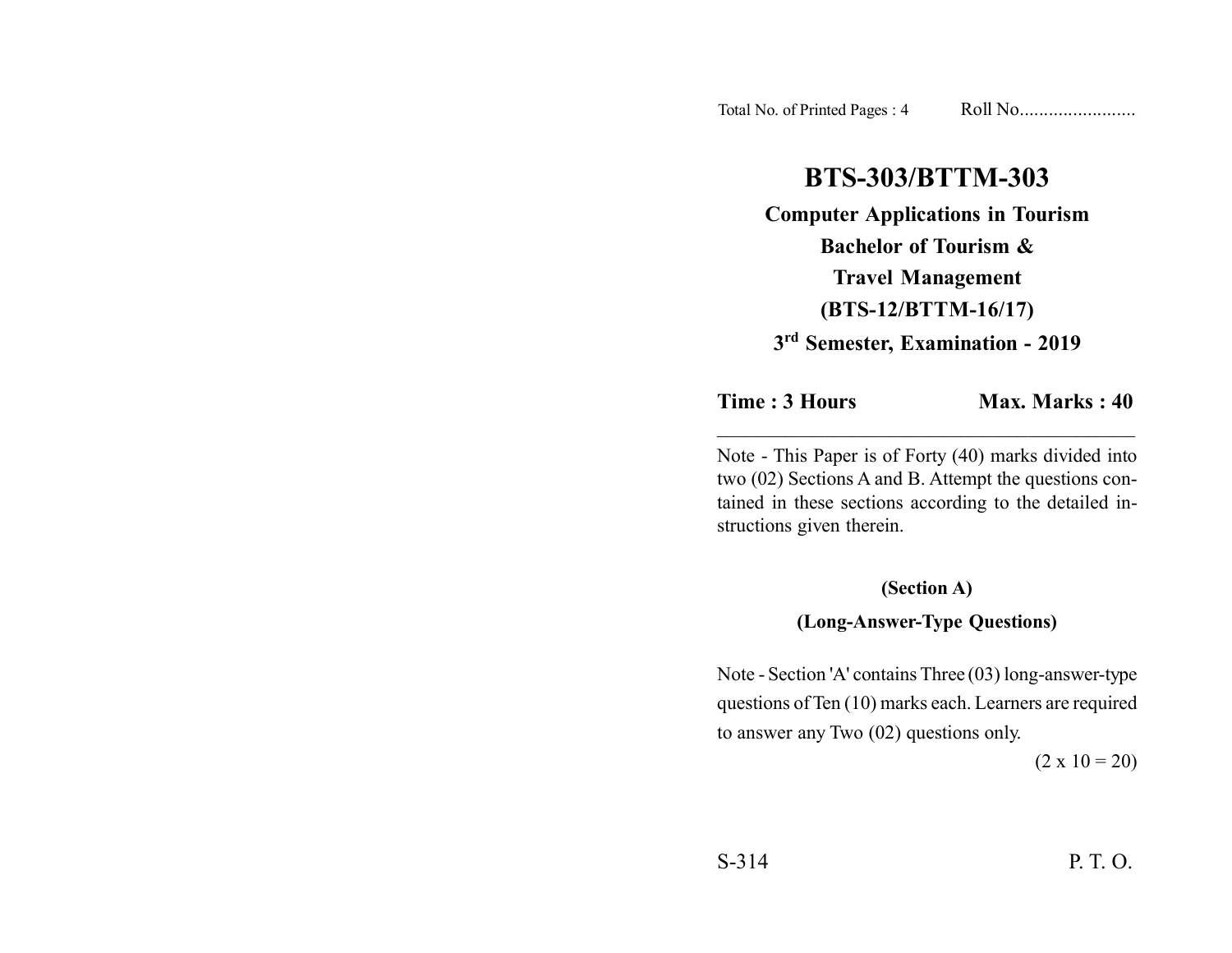Total No. of Printed Pages : 4 Roll No.......................

# BTS-303/BTTM-303

## Computer Applications in Tourism

## Bachelor of Tourism &

## Travel Management

## (BTS-12/BTTM-16/17)

## 3rd Semester, Examination - 2019

**Time : 3 Hours** **Max. Marks : 40**

---

Note - This Paper is of Forty (40) marks divided into two (02) Sections A and B. Attempt the questions contained in these sections according to the detailed instructions given therein.

### (Section A)

### (Long-Answer-Type Questions)

Note - Section 'A' contains Three (03) long-answer-type questions of Ten (10) marks each. Learners are required to answer any Two (02) questions only.

(2 x 10 = 20)

S-314 P. T. O.